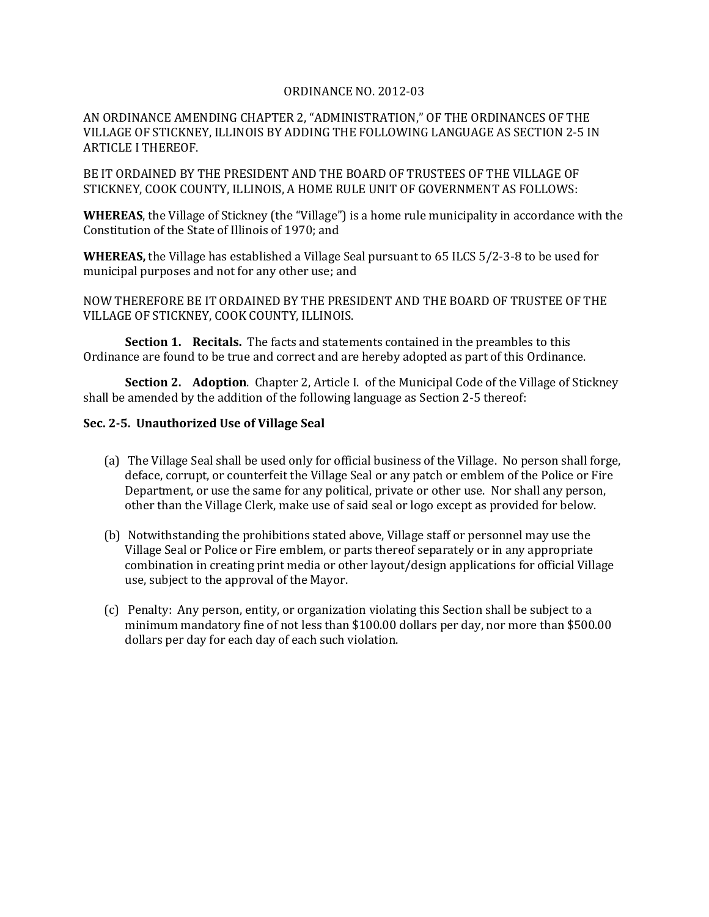ORDINANCE NO. 2012-03

AN ORDINANCE AMENDING CHAPTER 2, "ADMINISTRATION," OF THE ORDINANCES OF THE VILLAGE OF STICKNEY, ILLINOIS BY ADDING THE FOLLOWING LANGUAGE AS SECTION 2-5 IN ARTICLE I THEREOF.

BE IT ORDAINED BY THE PRESIDENT AND THE BOARD OF TRUSTEES OF THE VILLAGE OF STICKNEY, COOK COUNTY, ILLINOIS, A HOME RULE UNIT OF GOVERNMENT AS FOLLOWS:

**WHEREAS**, the Village of Stickney (the "Village") is a home rule municipality in accordance with the Constitution of the State of Illinois of 1970; and

**WHEREAS,** the Village has established a Village Seal pursuant to 65 ILCS 5/2-3-8 to be used for municipal purposes and not for any other use; and

NOW THEREFORE BE IT ORDAINED BY THE PRESIDENT AND THE BOARD OF TRUSTEE OF THE VILLAGE OF STICKNEY, COOK COUNTY, ILLINOIS.

**Section 1. Recitals.** The facts and statements contained in the preambles to this Ordinance are found to be true and correct and are hereby adopted as part of this Ordinance.

**Section 2. Adoption**. Chapter 2, Article I. of the Municipal Code of the Village of Stickney shall be amended by the addition of the following language as Section 2-5 thereof:

**Sec. 2-5. Unauthorized Use of Village Seal**

(a) The Village Seal shall be used only for official business of the Village. No person shall forge, deface, corrupt, or counterfeit the Village Seal or any patch or emblem of the Police or Fire Department, or use the same for any political, private or other use. Nor shall any person, other than the Village Clerk, make use of said seal or logo except as provided for below.

(b) Notwithstanding the prohibitions stated above, Village staff or personnel may use the Village Seal or Police or Fire emblem, or parts thereof separately or in any appropriate combination in creating print media or other layout/design applications for official Village use, subject to the approval of the Mayor.

(c) Penalty: Any person, entity, or organization violating this Section shall be subject to a minimum mandatory fine of not less than $100.00 dollars per day, nor more than $500.00 dollars per day for each day of each such violation.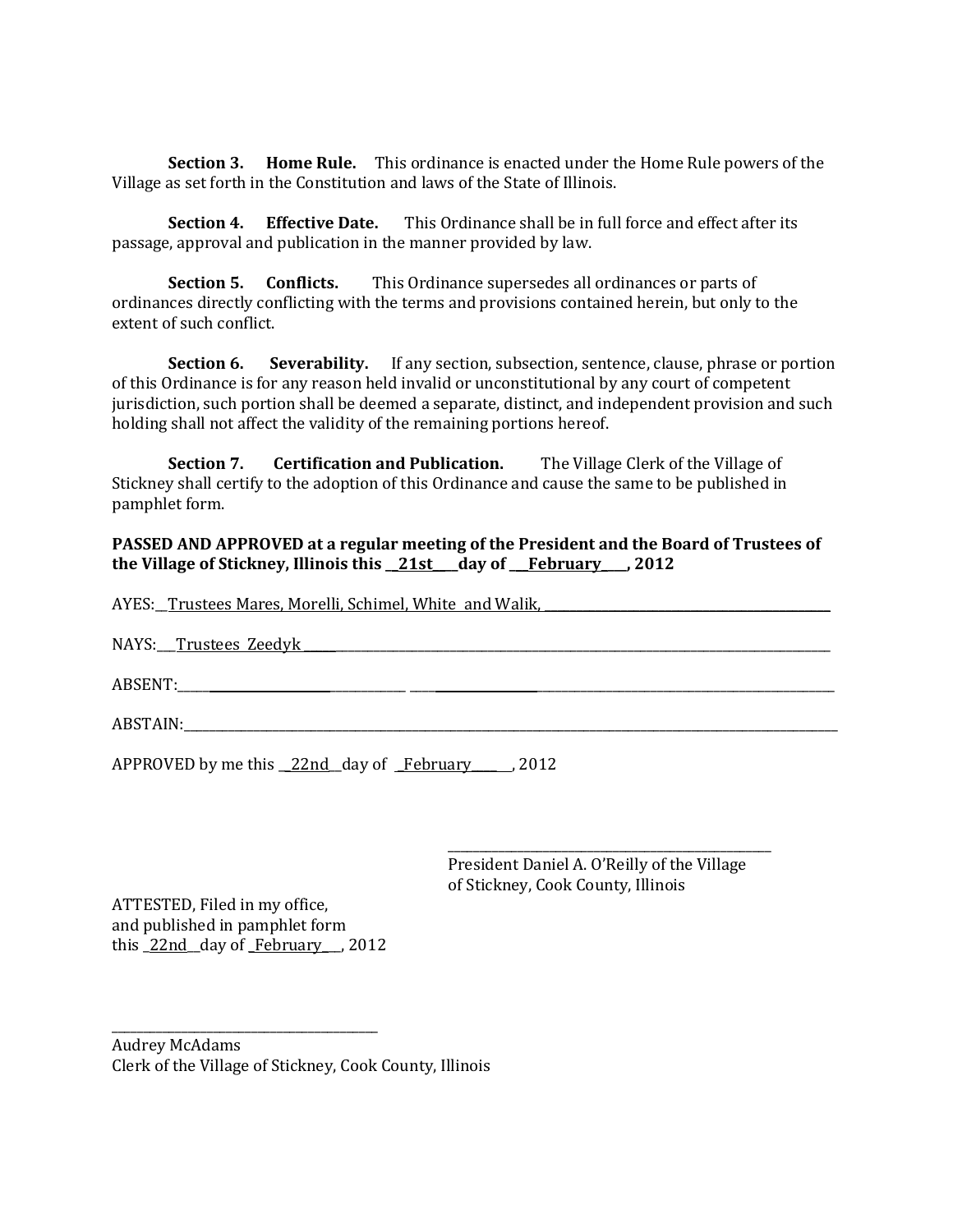**Section 3. Home Rule.** This ordinance is enacted under the Home Rule powers of the Village as set forth in the Constitution and laws of the State of Illinois.

**Section 4. Effective Date.** This Ordinance shall be in full force and effect after its passage, approval and publication in the manner provided by law.

**Section 5. Conflicts.** This Ordinance supersedes all ordinances or parts of ordinances directly conflicting with the terms and provisions contained herein, but only to the extent of such conflict.

**Section 6. Severability.** If any section, subsection, sentence, clause, phrase or portion of this Ordinance is for any reason held invalid or unconstitutional by any court of competent jurisdiction, such portion shall be deemed a separate, distinct, and independent provision and such holding shall not affect the validity of the remaining portions hereof.

**Section 7. Certification and Publication.** The Village Clerk of the Village of Stickney shall certify to the adoption of this Ordinance and cause the same to be published in pamphlet form.

**PASSED AND APPROVED at a regular meeting of the President and the Board of Trustees of the Village of Stickney, Illinois this __21st___day of ___February___, 2012**

AYES:__Trustees Mares, Morelli, Schimel, White and Walik, ____________________

NAYS:___Trustees Zeedyk ____________________

ABSENT:____________________

ABSTAIN:____________________

APPROVED by me this __22nd__day of _February____, 2012

____________________
President Daniel A. O'Reilly of the Village
of Stickney, Cook County, Illinois

ATTESTED, Filed in my office,
and published in pamphlet form
this _22nd__day of _February__, 2012

____________________
Audrey McAdams
Clerk of the Village of Stickney, Cook County, Illinois